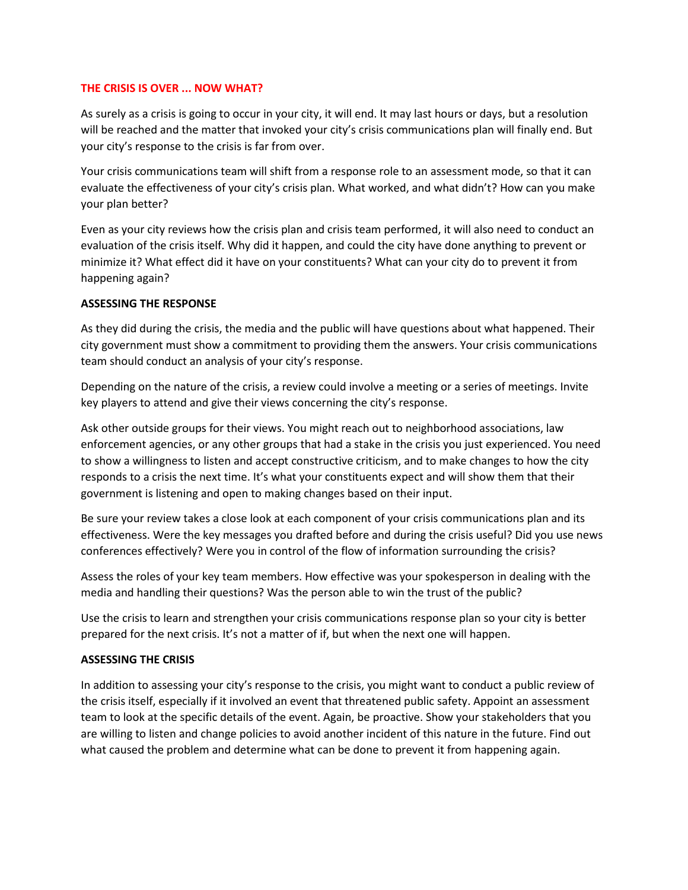## THE CRISIS IS OVER ... NOW WHAT?

As surely as a crisis is going to occur in your city, it will end. It may last hours or days, but a resolution will be reached and the matter that invoked your city's crisis communications plan will finally end. But your city's response to the crisis is far from over.

Your crisis communications team will shift from a response role to an assessment mode, so that it can evaluate the effectiveness of your city's crisis plan. What worked, and what didn't? How can you make your plan better?

Even as your city reviews how the crisis plan and crisis team performed, it will also need to conduct an evaluation of the crisis itself. Why did it happen, and could the city have done anything to prevent or minimize it? What effect did it have on your constituents? What can your city do to prevent it from happening again?

### ASSESSING THE RESPONSE

As they did during the crisis, the media and the public will have questions about what happened. Their city government must show a commitment to providing them the answers. Your crisis communications team should conduct an analysis of your city's response.

Depending on the nature of the crisis, a review could involve a meeting or a series of meetings. Invite key players to attend and give their views concerning the city's response.

Ask other outside groups for their views. You might reach out to neighborhood associations, law enforcement agencies, or any other groups that had a stake in the crisis you just experienced. You need to show a willingness to listen and accept constructive criticism, and to make changes to how the city responds to a crisis the next time. It's what your constituents expect and will show them that their government is listening and open to making changes based on their input.

Be sure your review takes a close look at each component of your crisis communications plan and its effectiveness. Were the key messages you drafted before and during the crisis useful? Did you use news conferences effectively? Were you in control of the flow of information surrounding the crisis?

Assess the roles of your key team members. How effective was your spokesperson in dealing with the media and handling their questions? Was the person able to win the trust of the public?

Use the crisis to learn and strengthen your crisis communications response plan so your city is better prepared for the next crisis. It's not a matter of if, but when the next one will happen.

### ASSESSING THE CRISIS

In addition to assessing your city's response to the crisis, you might want to conduct a public review of the crisis itself, especially if it involved an event that threatened public safety. Appoint an assessment team to look at the specific details of the event. Again, be proactive. Show your stakeholders that you are willing to listen and change policies to avoid another incident of this nature in the future. Find out what caused the problem and determine what can be done to prevent it from happening again.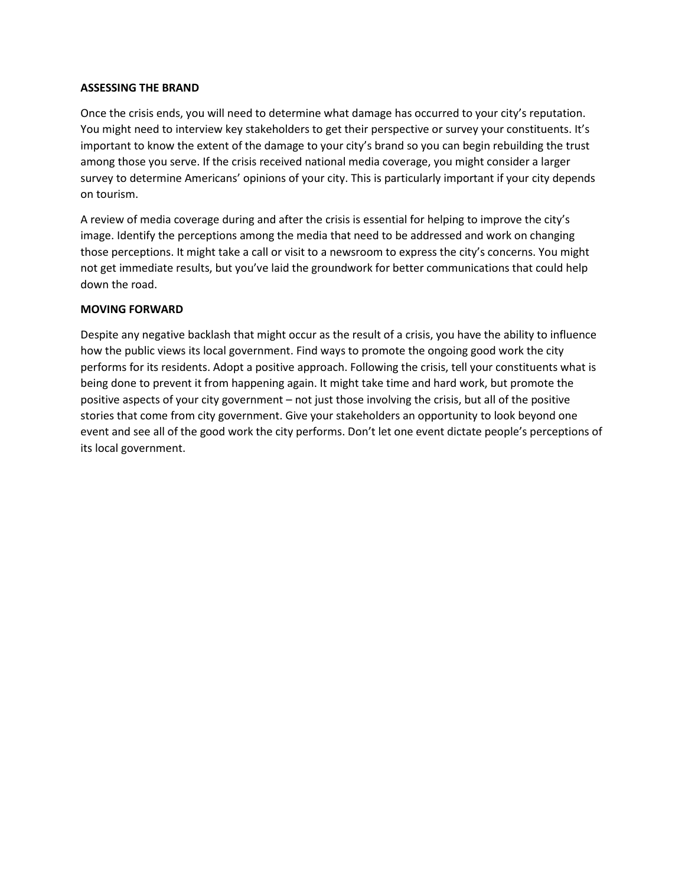**ASSESSING THE BRAND**

Once the crisis ends, you will need to determine what damage has occurred to your city's reputation. You might need to interview key stakeholders to get their perspective or survey your constituents. It's important to know the extent of the damage to your city's brand so you can begin rebuilding the trust among those you serve. If the crisis received national media coverage, you might consider a larger survey to determine Americans' opinions of your city. This is particularly important if your city depends on tourism.

A review of media coverage during and after the crisis is essential for helping to improve the city's image. Identify the perceptions among the media that need to be addressed and work on changing those perceptions. It might take a call or visit to a newsroom to express the city's concerns. You might not get immediate results, but you've laid the groundwork for better communications that could help down the road.

**MOVING FORWARD**

Despite any negative backlash that might occur as the result of a crisis, you have the ability to influence how the public views its local government. Find ways to promote the ongoing good work the city performs for its residents. Adopt a positive approach. Following the crisis, tell your constituents what is being done to prevent it from happening again. It might take time and hard work, but promote the positive aspects of your city government – not just those involving the crisis, but all of the positive stories that come from city government. Give your stakeholders an opportunity to look beyond one event and see all of the good work the city performs. Don't let one event dictate people's perceptions of its local government.